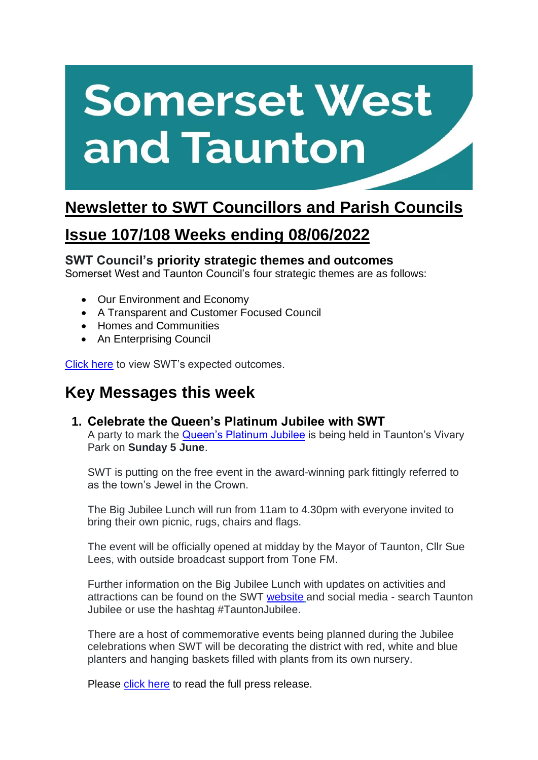# Somerset West and Taunton

## Newsletter to SWT Councillors and Parish Councils

## Issue 107/108 Weeks ending 08/06/2022

### SWT Council's priority strategic themes and outcomes

Somerset West and Taunton Council's four strategic themes are as follows:

- Our Environment and Economy
- A Transparent and Customer Focused Council
- Homes and Communities
- An Enterprising Council

Click here to view SWT's expected outcomes.

## Key Messages this week

### 1. Celebrate the Queen's Platinum Jubilee with SWT

A party to mark the Queen's Platinum Jubilee is being held in Taunton's Vivary Park on **Sunday 5 June**.

SWT is putting on the free event in the award-winning park fittingly referred to as the town's Jewel in the Crown.

The Big Jubilee Lunch will run from 11am to 4.30pm with everyone invited to bring their own picnic, rugs, chairs and flags.

The event will be officially opened at midday by the Mayor of Taunton, Cllr Sue Lees, with outside broadcast support from Tone FM.

Further information on the Big Jubilee Lunch with updates on activities and attractions can be found on the SWT website and social media - search Taunton Jubilee or use the hashtag #TauntonJubilee.

There are a host of commemorative events being planned during the Jubilee celebrations when SWT will be decorating the district with red, white and blue planters and hanging baskets filled with plants from its own nursery.

Please click here to read the full press release.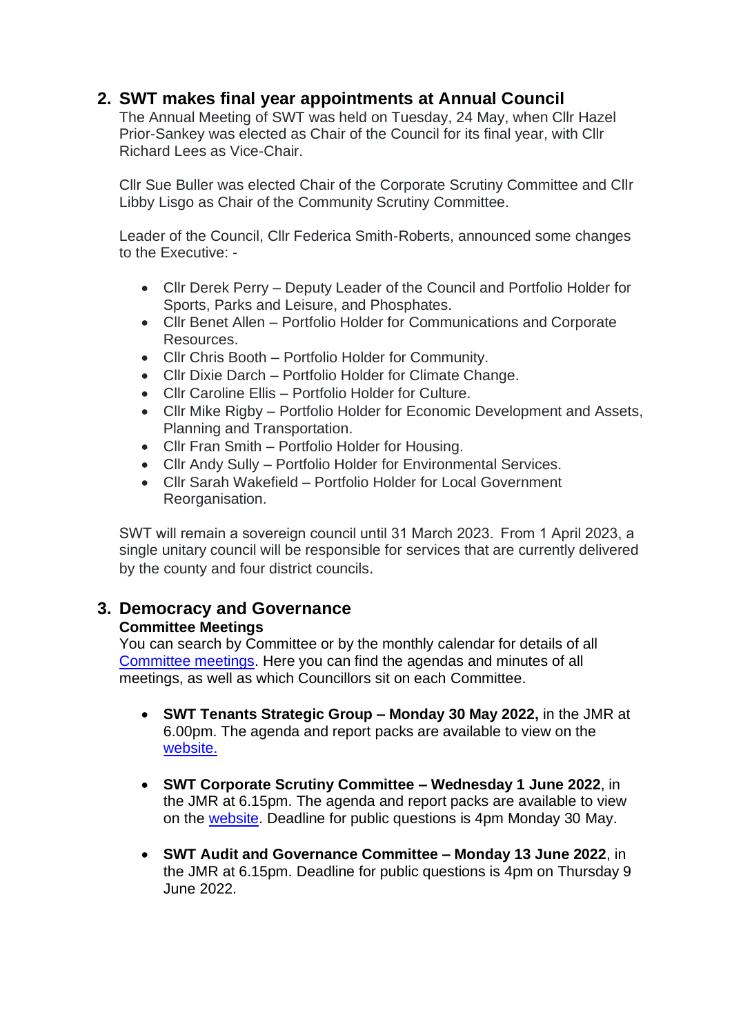## 2. SWT makes final year appointments at Annual Council

The Annual Meeting of SWT was held on Tuesday, 24 May, when Cllr Hazel Prior-Sankey was elected as Chair of the Council for its final year, with Cllr Richard Lees as Vice-Chair.

Cllr Sue Buller was elected Chair of the Corporate Scrutiny Committee and Cllr Libby Lisgo as Chair of the Community Scrutiny Committee.

Leader of the Council, Cllr Federica Smith-Roberts, announced some changes to the Executive: -

- Cllr Derek Perry – Deputy Leader of the Council and Portfolio Holder for Sports, Parks and Leisure, and Phosphates.
- Cllr Benet Allen – Portfolio Holder for Communications and Corporate Resources.
- Cllr Chris Booth – Portfolio Holder for Community.
- Cllr Dixie Darch – Portfolio Holder for Climate Change.
- Cllr Caroline Ellis – Portfolio Holder for Culture.
- Cllr Mike Rigby – Portfolio Holder for Economic Development and Assets, Planning and Transportation.
- Cllr Fran Smith – Portfolio Holder for Housing.
- Cllr Andy Sully – Portfolio Holder for Environmental Services.
- Cllr Sarah Wakefield – Portfolio Holder for Local Government Reorganisation.

SWT will remain a sovereign council until 31 March 2023. From 1 April 2023, a single unitary council will be responsible for services that are currently delivered by the county and four district councils.

## 3. Democracy and Governance

**Committee Meetings**

You can search by Committee or by the monthly calendar for details of all Committee meetings. Here you can find the agendas and minutes of all meetings, as well as which Councillors sit on each Committee.

- **SWT Tenants Strategic Group – Monday 30 May 2022,** in the JMR at 6.00pm. The agenda and report packs are available to view on the website.
- **SWT Corporate Scrutiny Committee – Wednesday 1 June 2022**, in the JMR at 6.15pm. The agenda and report packs are available to view on the website. Deadline for public questions is 4pm Monday 30 May.
- **SWT Audit and Governance Committee – Monday 13 June 2022**, in the JMR at 6.15pm. Deadline for public questions is 4pm on Thursday 9 June 2022.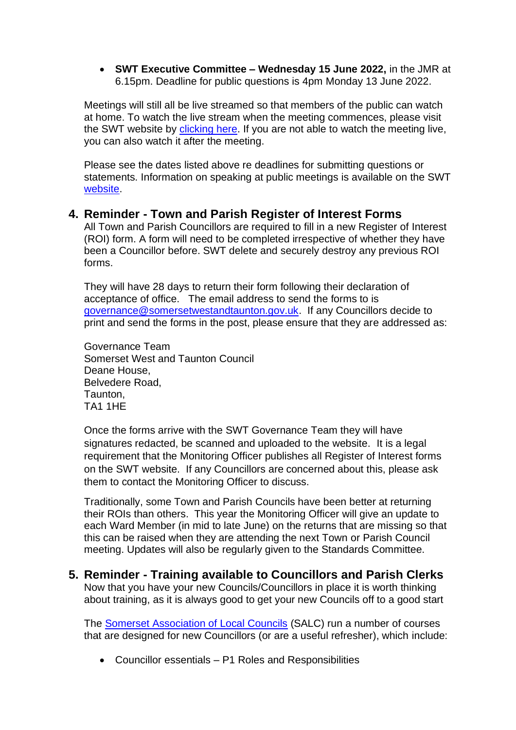- **SWT Executive Committee – Wednesday 15 June 2022,** in the JMR at 6.15pm. Deadline for public questions is 4pm Monday 13 June 2022.

Meetings will still all be live streamed so that members of the public can watch at home. To watch the live stream when the meeting commences, please visit the SWT website by clicking here. If you are not able to watch the meeting live, you can also watch it after the meeting.

Please see the dates listed above re deadlines for submitting questions or statements. Information on speaking at public meetings is available on the SWT website.

## 4. Reminder - Town and Parish Register of Interest Forms

All Town and Parish Councillors are required to fill in a new Register of Interest (ROI) form. A form will need to be completed irrespective of whether they have been a Councillor before. SWT delete and securely destroy any previous ROI forms.

They will have 28 days to return their form following their declaration of acceptance of office. The email address to send the forms to is governance@somersetwestandtaunton.gov.uk. If any Councillors decide to print and send the forms in the post, please ensure that they are addressed as:

Governance Team
Somerset West and Taunton Council
Deane House,
Belvedere Road,
Taunton,
TA1 1HE

Once the forms arrive with the SWT Governance Team they will have signatures redacted, be scanned and uploaded to the website. It is a legal requirement that the Monitoring Officer publishes all Register of Interest forms on the SWT website. If any Councillors are concerned about this, please ask them to contact the Monitoring Officer to discuss.

Traditionally, some Town and Parish Councils have been better at returning their ROIs than others. This year the Monitoring Officer will give an update to each Ward Member (in mid to late June) on the returns that are missing so that this can be raised when they are attending the next Town or Parish Council meeting. Updates will also be regularly given to the Standards Committee.

## 5. Reminder - Training available to Councillors and Parish Clerks

Now that you have your new Councils/Councillors in place it is worth thinking about training, as it is always good to get your new Councils off to a good start

The Somerset Association of Local Councils (SALC) run a number of courses that are designed for new Councillors (or are a useful refresher), which include:

- Councillor essentials – P1 Roles and Responsibilities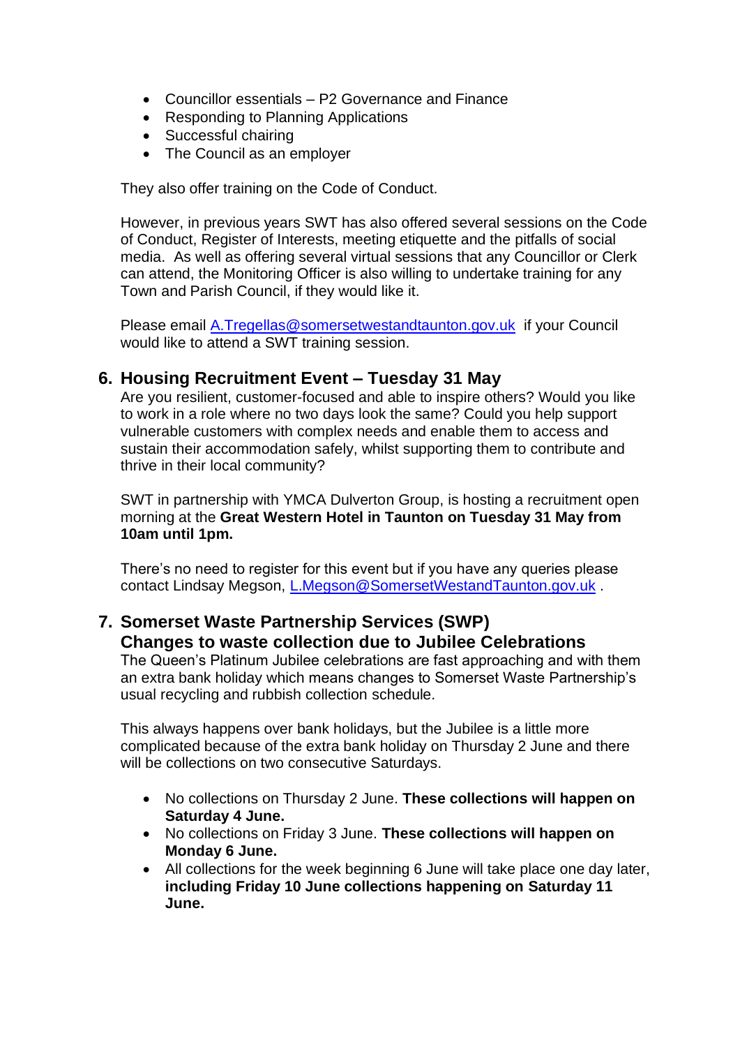- Councillor essentials – P2 Governance and Finance
- Responding to Planning Applications
- Successful chairing
- The Council as an employer

They also offer training on the Code of Conduct.

However, in previous years SWT has also offered several sessions on the Code of Conduct, Register of Interests, meeting etiquette and the pitfalls of social media. As well as offering several virtual sessions that any Councillor or Clerk can attend, the Monitoring Officer is also willing to undertake training for any Town and Parish Council, if they would like it.

Please email A.Tregellas@somersetwestandtaunton.gov.uk if your Council would like to attend a SWT training session.

## 6. Housing Recruitment Event – Tuesday 31 May

Are you resilient, customer-focused and able to inspire others? Would you like to work in a role where no two days look the same? Could you help support vulnerable customers with complex needs and enable them to access and sustain their accommodation safely, whilst supporting them to contribute and thrive in their local community?

SWT in partnership with YMCA Dulverton Group, is hosting a recruitment open morning at the **Great Western Hotel in Taunton on Tuesday 31 May from 10am until 1pm.**

There's no need to register for this event but if you have any queries please contact Lindsay Megson, L.Megson@SomersetWestandTaunton.gov.uk .

## 7. Somerset Waste Partnership Services (SWP) Changes to waste collection due to Jubilee Celebrations

The Queen's Platinum Jubilee celebrations are fast approaching and with them an extra bank holiday which means changes to Somerset Waste Partnership's usual recycling and rubbish collection schedule.

This always happens over bank holidays, but the Jubilee is a little more complicated because of the extra bank holiday on Thursday 2 June and there will be collections on two consecutive Saturdays.

- No collections on Thursday 2 June. **These collections will happen on Saturday 4 June.**
- No collections on Friday 3 June. **These collections will happen on Monday 6 June.**
- All collections for the week beginning 6 June will take place one day later, **including Friday 10 June collections happening on Saturday 11 June.**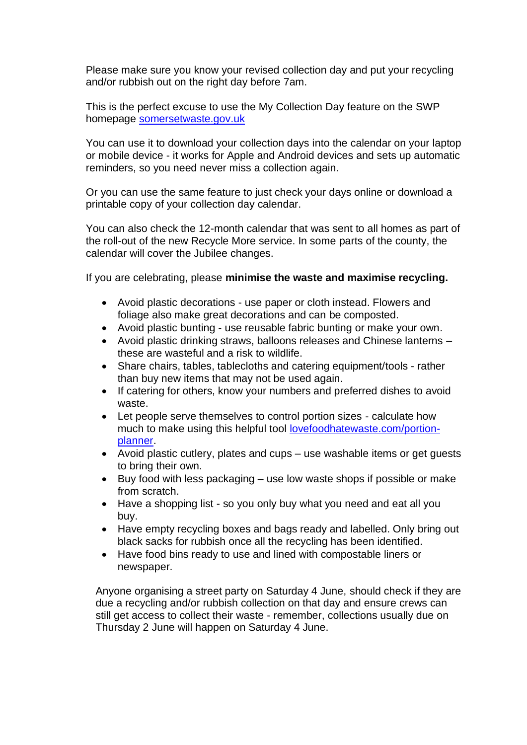Please make sure you know your revised collection day and put your recycling and/or rubbish out on the right day before 7am.

This is the perfect excuse to use the My Collection Day feature on the SWP homepage [somersetwaste.gov.uk](somersetwaste.gov.uk)

You can use it to download your collection days into the calendar on your laptop or mobile device - it works for Apple and Android devices and sets up automatic reminders, so you need never miss a collection again.

Or you can use the same feature to just check your days online or download a printable copy of your collection day calendar.

You can also check the 12-month calendar that was sent to all homes as part of the roll-out of the new Recycle More service. In some parts of the county, the calendar will cover the Jubilee changes.

If you are celebrating, please **minimise the waste and maximise recycling.**

- Avoid plastic decorations - use paper or cloth instead. Flowers and foliage also make great decorations and can be composted.
- Avoid plastic bunting - use reusable fabric bunting or make your own.
- Avoid plastic drinking straws, balloons releases and Chinese lanterns – these are wasteful and a risk to wildlife.
- Share chairs, tables, tablecloths and catering equipment/tools - rather than buy new items that may not be used again.
- If catering for others, know your numbers and preferred dishes to avoid waste.
- Let people serve themselves to control portion sizes - calculate how much to make using this helpful tool [lovefoodhatewaste.com/portion-planner](lovefoodhatewaste.com/portion-planner).
- Avoid plastic cutlery, plates and cups – use washable items or get guests to bring their own.
- Buy food with less packaging – use low waste shops if possible or make from scratch.
- Have a shopping list - so you only buy what you need and eat all you buy.
- Have empty recycling boxes and bags ready and labelled. Only bring out black sacks for rubbish once all the recycling has been identified.
- Have food bins ready to use and lined with compostable liners or newspaper.

Anyone organising a street party on Saturday 4 June, should check if they are due a recycling and/or rubbish collection on that day and ensure crews can still get access to collect their waste - remember, collections usually due on Thursday 2 June will happen on Saturday 4 June.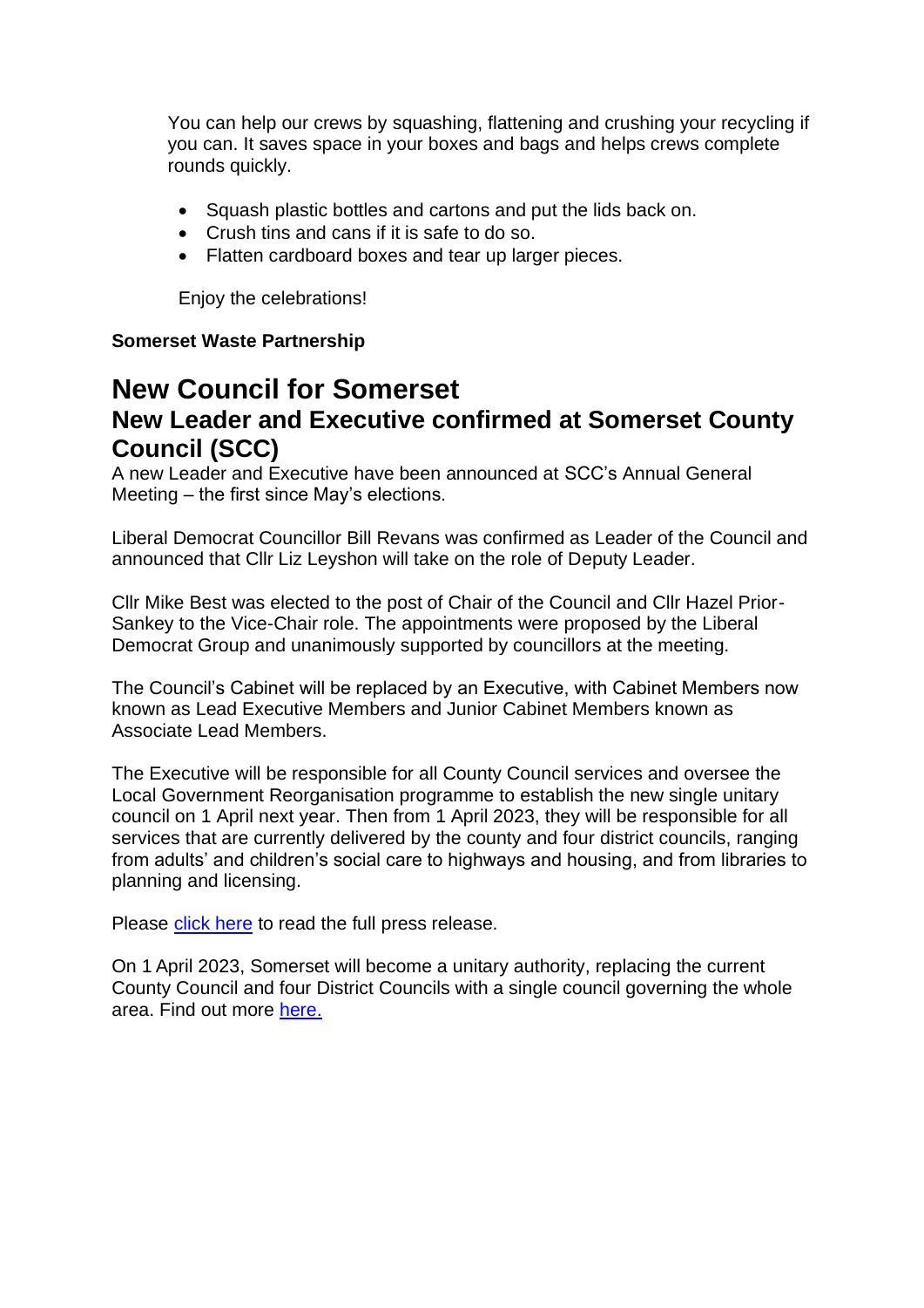You can help our crews by squashing, flattening and crushing your recycling if you can. It saves space in your boxes and bags and helps crews complete rounds quickly.

- Squash plastic bottles and cartons and put the lids back on.
- Crush tins and cans if it is safe to do so.
- Flatten cardboard boxes and tear up larger pieces.

Enjoy the celebrations!

**Somerset Waste Partnership**

# New Council for Somerset

## New Leader and Executive confirmed at Somerset County Council (SCC)

A new Leader and Executive have been announced at SCC's Annual General Meeting – the first since May's elections.

Liberal Democrat Councillor Bill Revans was confirmed as Leader of the Council and announced that Cllr Liz Leyshon will take on the role of Deputy Leader.

Cllr Mike Best was elected to the post of Chair of the Council and Cllr Hazel Prior-Sankey to the Vice-Chair role. The appointments were proposed by the Liberal Democrat Group and unanimously supported by councillors at the meeting.

The Council's Cabinet will be replaced by an Executive, with Cabinet Members now known as Lead Executive Members and Junior Cabinet Members known as Associate Lead Members.

The Executive will be responsible for all County Council services and oversee the Local Government Reorganisation programme to establish the new single unitary council on 1 April next year. Then from 1 April 2023, they will be responsible for all services that are currently delivered by the county and four district councils, ranging from adults' and children's social care to highways and housing, and from libraries to planning and licensing.

Please click here to read the full press release.

On 1 April 2023, Somerset will become a unitary authority, replacing the current County Council and four District Councils with a single council governing the whole area. Find out more here.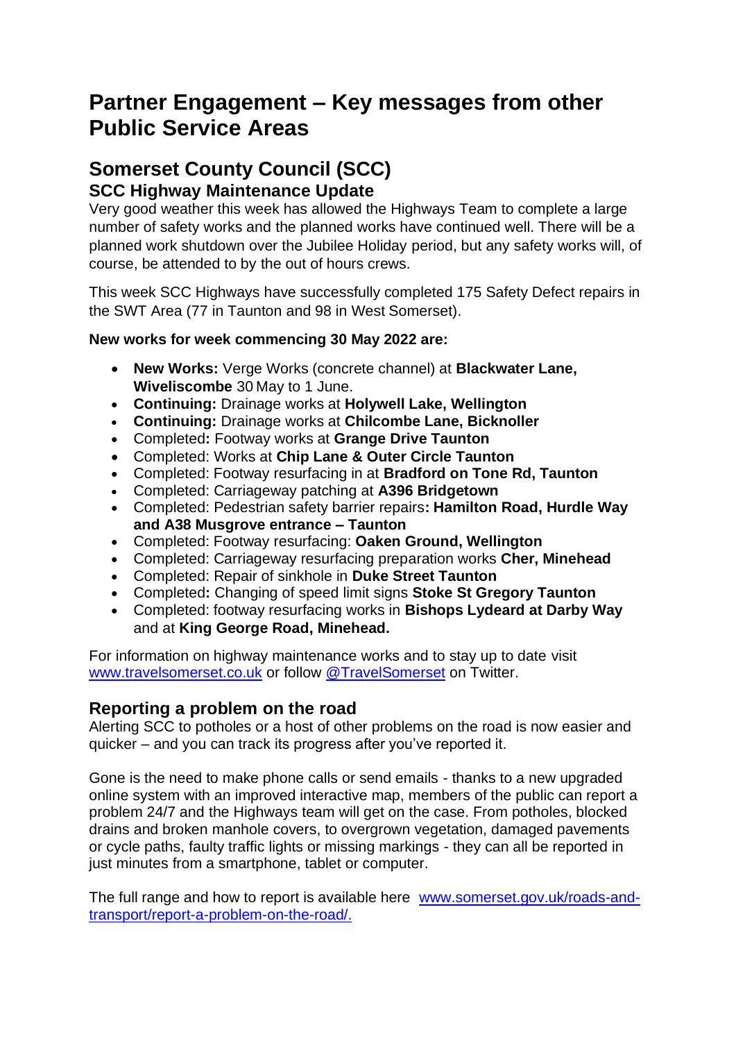# Partner Engagement – Key messages from other Public Service Areas

## Somerset County Council (SCC)

### SCC Highway Maintenance Update

Very good weather this week has allowed the Highways Team to complete a large number of safety works and the planned works have continued well. There will be a planned work shutdown over the Jubilee Holiday period, but any safety works will, of course, be attended to by the out of hours crews.

This week SCC Highways have successfully completed 175 Safety Defect repairs in the SWT Area (77 in Taunton and 98 in West Somerset).

**New works for week commencing 30 May 2022 are:**

- **New Works:** Verge Works (concrete channel) at **Blackwater Lane, Wiveliscombe** 30 May to 1 June.
- **Continuing:** Drainage works at **Holywell Lake, Wellington**
- **Continuing:** Drainage works at **Chilcombe Lane, Bicknoller**
- Completed**:** Footway works at **Grange Drive Taunton**
- Completed: Works at **Chip Lane & Outer Circle Taunton**
- Completed: Footway resurfacing in at **Bradford on Tone Rd, Taunton**
- Completed: Carriageway patching at **A396 Bridgetown**
- Completed: Pedestrian safety barrier repairs**: Hamilton Road, Hurdle Way and A38 Musgrove entrance – Taunton**
- Completed: Footway resurfacing: **Oaken Ground, Wellington**
- Completed: Carriageway resurfacing preparation works **Cher, Minehead**
- Completed: Repair of sinkhole in **Duke Street Taunton**
- Completed**:** Changing of speed limit signs **Stoke St Gregory Taunton**
- Completed: footway resurfacing works in **Bishops Lydeard at Darby Way** and at **King George Road, Minehead.**

For information on highway maintenance works and to stay up to date visit [www.travelsomerset.co.uk](http://www.travelsomerset.co.uk) or follow [@TravelSomerset](https://twitter.com/TravelSomerset) on Twitter.

### Reporting a problem on the road

Alerting SCC to potholes or a host of other problems on the road is now easier and quicker – and you can track its progress after you've reported it.

Gone is the need to make phone calls or send emails - thanks to a new upgraded online system with an improved interactive map, members of the public can report a problem 24/7 and the Highways team will get on the case. From potholes, blocked drains and broken manhole covers, to overgrown vegetation, damaged pavements or cycle paths, faulty traffic lights or missing markings - they can all be reported in just minutes from a smartphone, tablet or computer.

The full range and how to report is available here [www.somerset.gov.uk/roads-and-transport/report-a-problem-on-the-road/.](http://www.somerset.gov.uk/roads-and-transport/report-a-problem-on-the-road/)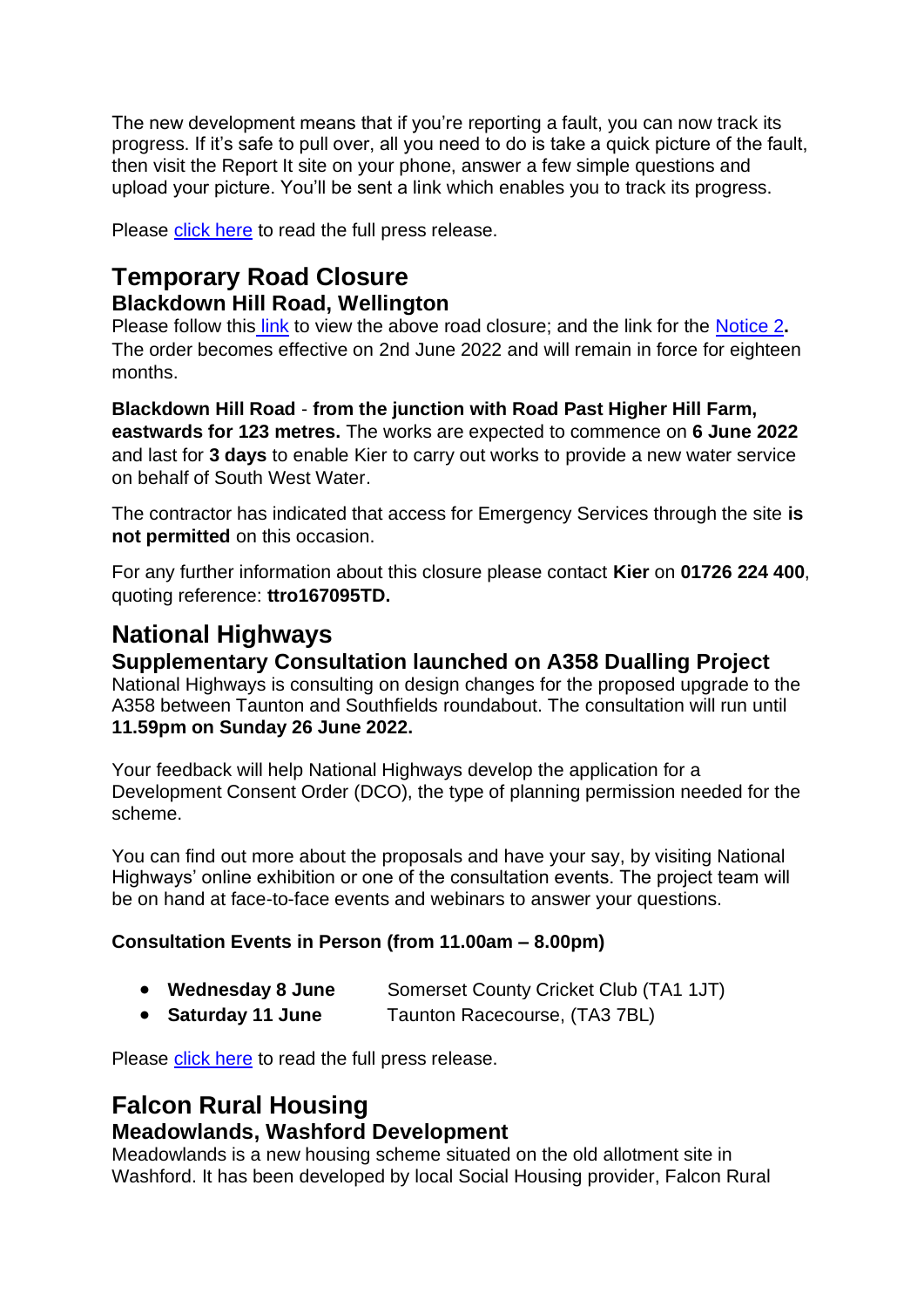The new development means that if you're reporting a fault, you can now track its progress. If it's safe to pull over, all you need to do is take a quick picture of the fault, then visit the Report It site on your phone, answer a few simple questions and upload your picture. You'll be sent a link which enables you to track its progress.

Please click here to read the full press release.

## Temporary Road Closure

### Blackdown Hill Road, Wellington

Please follow this link to view the above road closure; and the link for the Notice 2**.** The order becomes effective on 2nd June 2022 and will remain in force for eighteen months.

**Blackdown Hill Road** - **from the junction with Road Past Higher Hill Farm, eastwards for 123 metres.** The works are expected to commence on **6 June 2022** and last for **3 days** to enable Kier to carry out works to provide a new water service on behalf of South West Water.

The contractor has indicated that access for Emergency Services through the site **is not permitted** on this occasion.

For any further information about this closure please contact **Kier** on **01726 224 400**, quoting reference: **ttro167095TD.**

## National Highways

### Supplementary Consultation launched on A358 Dualling Project

National Highways is consulting on design changes for the proposed upgrade to the A358 between Taunton and Southfields roundabout. The consultation will run until **11.59pm on Sunday 26 June 2022.**

Your feedback will help National Highways develop the application for a Development Consent Order (DCO), the type of planning permission needed for the scheme.

You can find out more about the proposals and have your say, by visiting National Highways' online exhibition or one of the consultation events. The project team will be on hand at face-to-face events and webinars to answer your questions.

**Consultation Events in Person (from 11.00am – 8.00pm)**

- **Wednesday 8 June** Somerset County Cricket Club (TA1 1JT)
- **Saturday 11 June** Taunton Racecourse, (TA3 7BL)

Please click here to read the full press release.

## Falcon Rural Housing

### Meadowlands, Washford Development

Meadowlands is a new housing scheme situated on the old allotment site in Washford. It has been developed by local Social Housing provider, Falcon Rural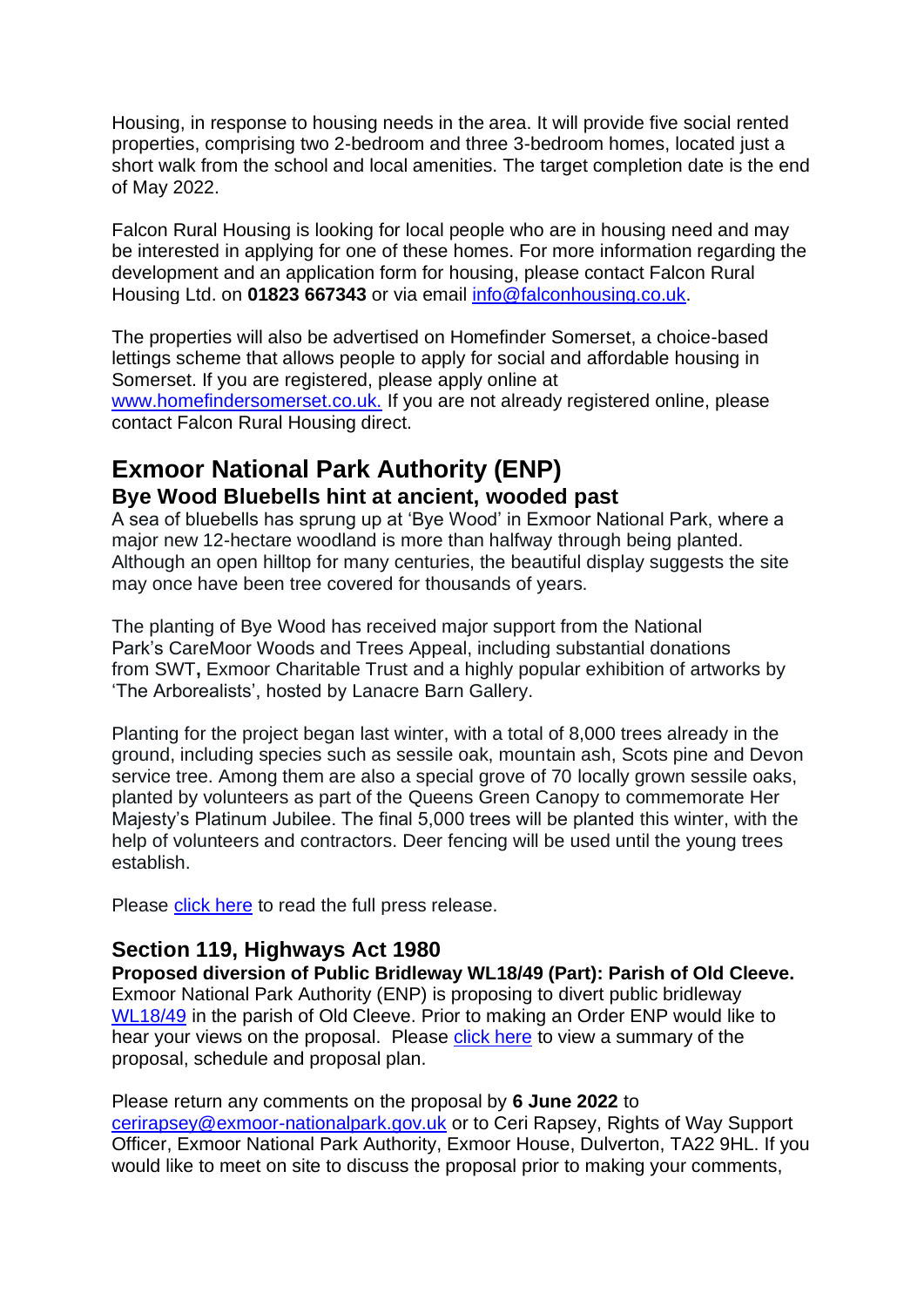Housing, in response to housing needs in the area. It will provide five social rented properties, comprising two 2-bedroom and three 3-bedroom homes, located just a short walk from the school and local amenities. The target completion date is the end of May 2022.

Falcon Rural Housing is looking for local people who are in housing need and may be interested in applying for one of these homes. For more information regarding the development and an application form for housing, please contact Falcon Rural Housing Ltd. on **01823 667343** or via email [info@falconhousing.co.uk](mailto:info@falconhousing.co.uk).

The properties will also be advertised on Homefinder Somerset, a choice-based lettings scheme that allows people to apply for social and affordable housing in Somerset. If you are registered, please apply online at [www.homefindersomerset.co.uk.](http://www.homefindersomerset.co.uk) If you are not already registered online, please contact Falcon Rural Housing direct.

## Exmoor National Park Authority (ENP)

### Bye Wood Bluebells hint at ancient, wooded past

A sea of bluebells has sprung up at 'Bye Wood' in Exmoor National Park, where a major new 12-hectare woodland is more than halfway through being planted. Although an open hilltop for many centuries, the beautiful display suggests the site may once have been tree covered for thousands of years.

The planting of Bye Wood has received major support from the National Park's CareMoor Woods and Trees Appeal, including substantial donations from SWT**,** Exmoor Charitable Trust and a highly popular exhibition of artworks by 'The Arborealists', hosted by Lanacre Barn Gallery.

Planting for the project began last winter, with a total of 8,000 trees already in the ground, including species such as sessile oak, mountain ash, Scots pine and Devon service tree. Among them are also a special grove of 70 locally grown sessile oaks, planted by volunteers as part of the Queens Green Canopy to commemorate Her Majesty's Platinum Jubilee. The final 5,000 trees will be planted this winter, with the help of volunteers and contractors. Deer fencing will be used until the young trees establish.

Please click here to read the full press release.

### Section 119, Highways Act 1980

**Proposed diversion of Public Bridleway WL18/49 (Part): Parish of Old Cleeve.**
Exmoor National Park Authority (ENP) is proposing to divert public bridleway WL18/49 in the parish of Old Cleeve. Prior to making an Order ENP would like to hear your views on the proposal. Please click here to view a summary of the proposal, schedule and proposal plan.

Please return any comments on the proposal by **6 June 2022** to [cerirapsey@exmoor-nationalpark.gov.uk](mailto:cerirapsey@exmoor-nationalpark.gov.uk) or to Ceri Rapsey, Rights of Way Support Officer, Exmoor National Park Authority, Exmoor House, Dulverton, TA22 9HL. If you would like to meet on site to discuss the proposal prior to making your comments,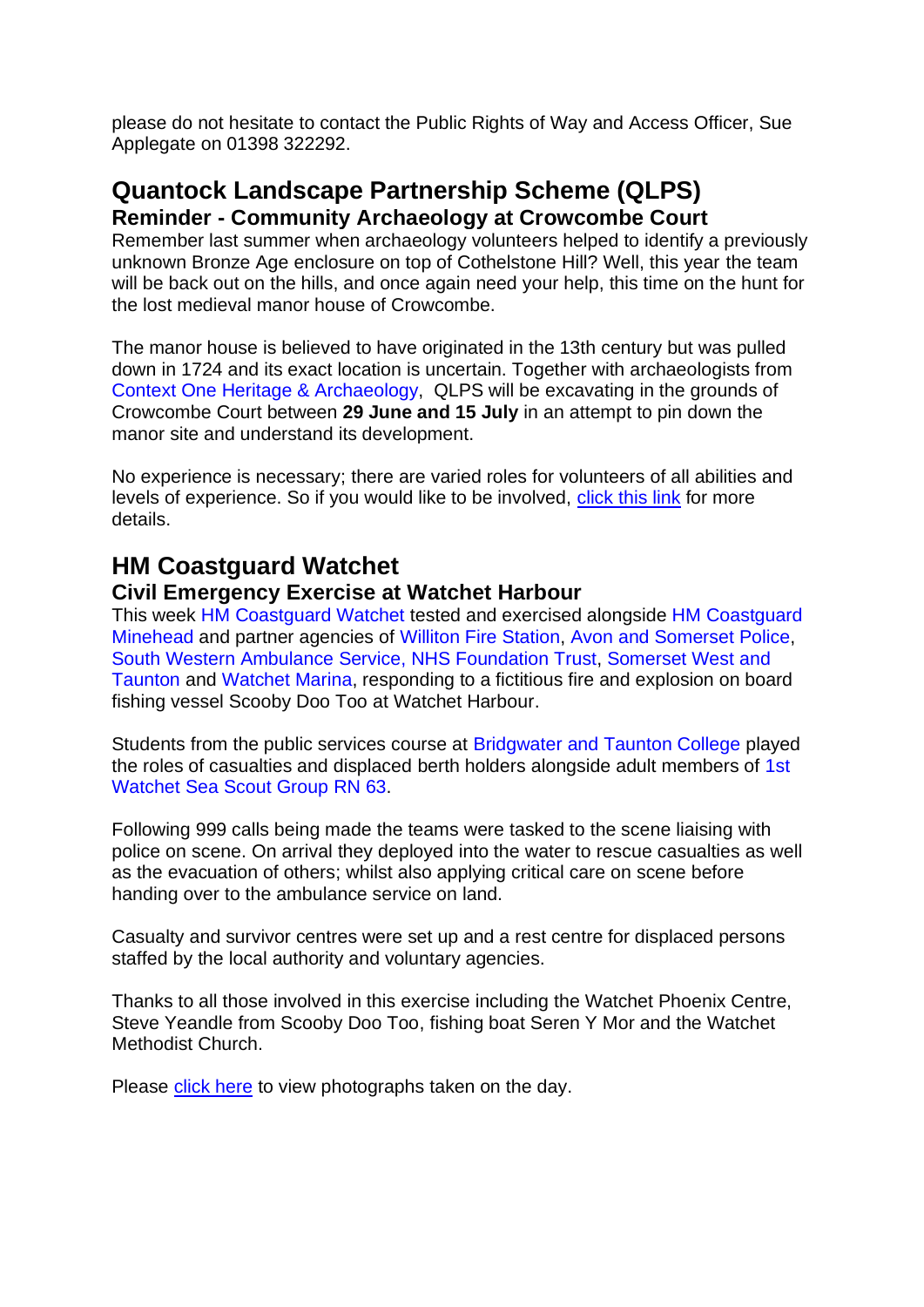please do not hesitate to contact the Public Rights of Way and Access Officer, Sue Applegate on 01398 322292.

## Quantock Landscape Partnership Scheme (QLPS)

### Reminder - Community Archaeology at Crowcombe Court

Remember last summer when archaeology volunteers helped to identify a previously unknown Bronze Age enclosure on top of Cothelstone Hill? Well, this year the team will be back out on the hills, and once again need your help, this time on the hunt for the lost medieval manor house of Crowcombe.

The manor house is believed to have originated in the 13th century but was pulled down in 1724 and its exact location is uncertain. Together with archaeologists from Context One Heritage & Archaeology, QLPS will be excavating in the grounds of Crowcombe Court between **29 June and 15 July** in an attempt to pin down the manor site and understand its development.

No experience is necessary; there are varied roles for volunteers of all abilities and levels of experience. So if you would like to be involved, click this link for more details.

## HM Coastguard Watchet

### Civil Emergency Exercise at Watchet Harbour

This week HM Coastguard Watchet tested and exercised alongside HM Coastguard Minehead and partner agencies of Williton Fire Station, Avon and Somerset Police, South Western Ambulance Service, NHS Foundation Trust, Somerset West and Taunton and Watchet Marina, responding to a fictitious fire and explosion on board fishing vessel Scooby Doo Too at Watchet Harbour.

Students from the public services course at Bridgwater and Taunton College played the roles of casualties and displaced berth holders alongside adult members of 1st Watchet Sea Scout Group RN 63.

Following 999 calls being made the teams were tasked to the scene liaising with police on scene. On arrival they deployed into the water to rescue casualties as well as the evacuation of others; whilst also applying critical care on scene before handing over to the ambulance service on land.

Casualty and survivor centres were set up and a rest centre for displaced persons staffed by the local authority and voluntary agencies.

Thanks to all those involved in this exercise including the Watchet Phoenix Centre, Steve Yeandle from Scooby Doo Too, fishing boat Seren Y Mor and the Watchet Methodist Church.

Please click here to view photographs taken on the day.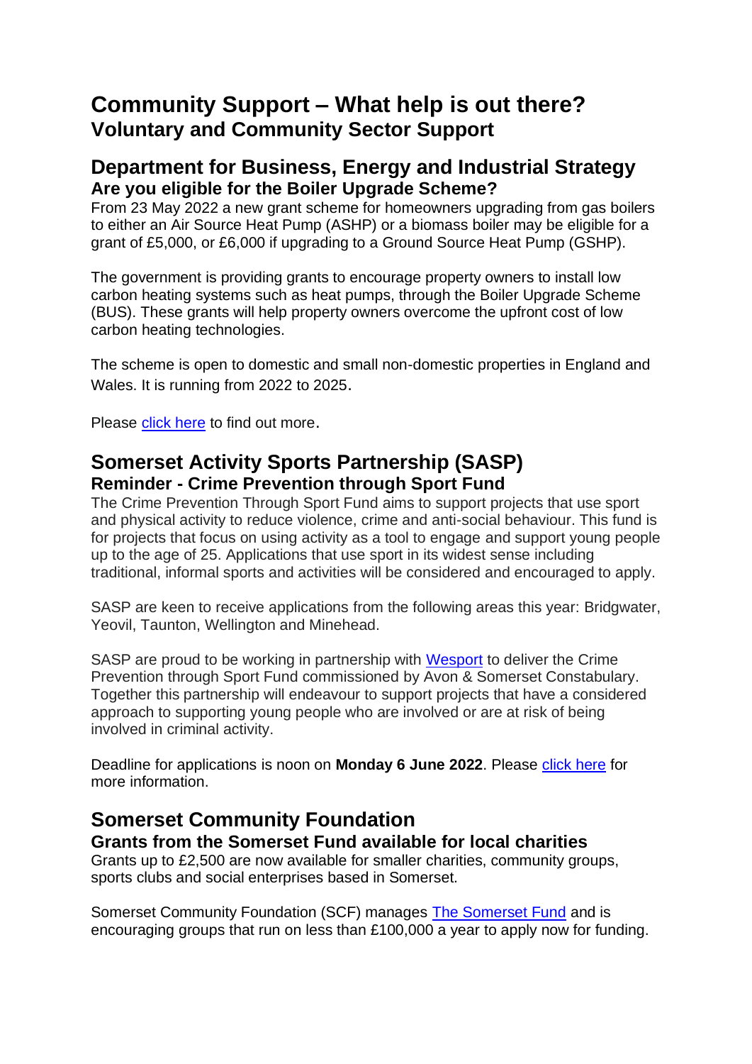# Community Support – What help is out there?

## Voluntary and Community Sector Support

## Department for Business, Energy and Industrial Strategy

### Are you eligible for the Boiler Upgrade Scheme?

From 23 May 2022 a new grant scheme for homeowners upgrading from gas boilers to either an Air Source Heat Pump (ASHP) or a biomass boiler may be eligible for a grant of £5,000, or £6,000 if upgrading to a Ground Source Heat Pump (GSHP).

The government is providing grants to encourage property owners to install low carbon heating systems such as heat pumps, through the Boiler Upgrade Scheme (BUS). These grants will help property owners overcome the upfront cost of low carbon heating technologies.

The scheme is open to domestic and small non-domestic properties in England and Wales. It is running from 2022 to 2025.

Please click here to find out more.

## Somerset Activity Sports Partnership (SASP)

### Reminder - Crime Prevention through Sport Fund

The Crime Prevention Through Sport Fund aims to support projects that use sport and physical activity to reduce violence, crime and anti-social behaviour. This fund is for projects that focus on using activity as a tool to engage and support young people up to the age of 25. Applications that use sport in its widest sense including traditional, informal sports and activities will be considered and encouraged to apply.

SASP are keen to receive applications from the following areas this year: Bridgwater, Yeovil, Taunton, Wellington and Minehead.

SASP are proud to be working in partnership with Wesport to deliver the Crime Prevention through Sport Fund commissioned by Avon & Somerset Constabulary. Together this partnership will endeavour to support projects that have a considered approach to supporting young people who are involved or are at risk of being involved in criminal activity.

Deadline for applications is noon on **Monday 6 June 2022**. Please click here for more information.

## Somerset Community Foundation

### Grants from the Somerset Fund available for local charities

Grants up to £2,500 are now available for smaller charities, community groups, sports clubs and social enterprises based in Somerset.

Somerset Community Foundation (SCF) manages The Somerset Fund and is encouraging groups that run on less than £100,000 a year to apply now for funding.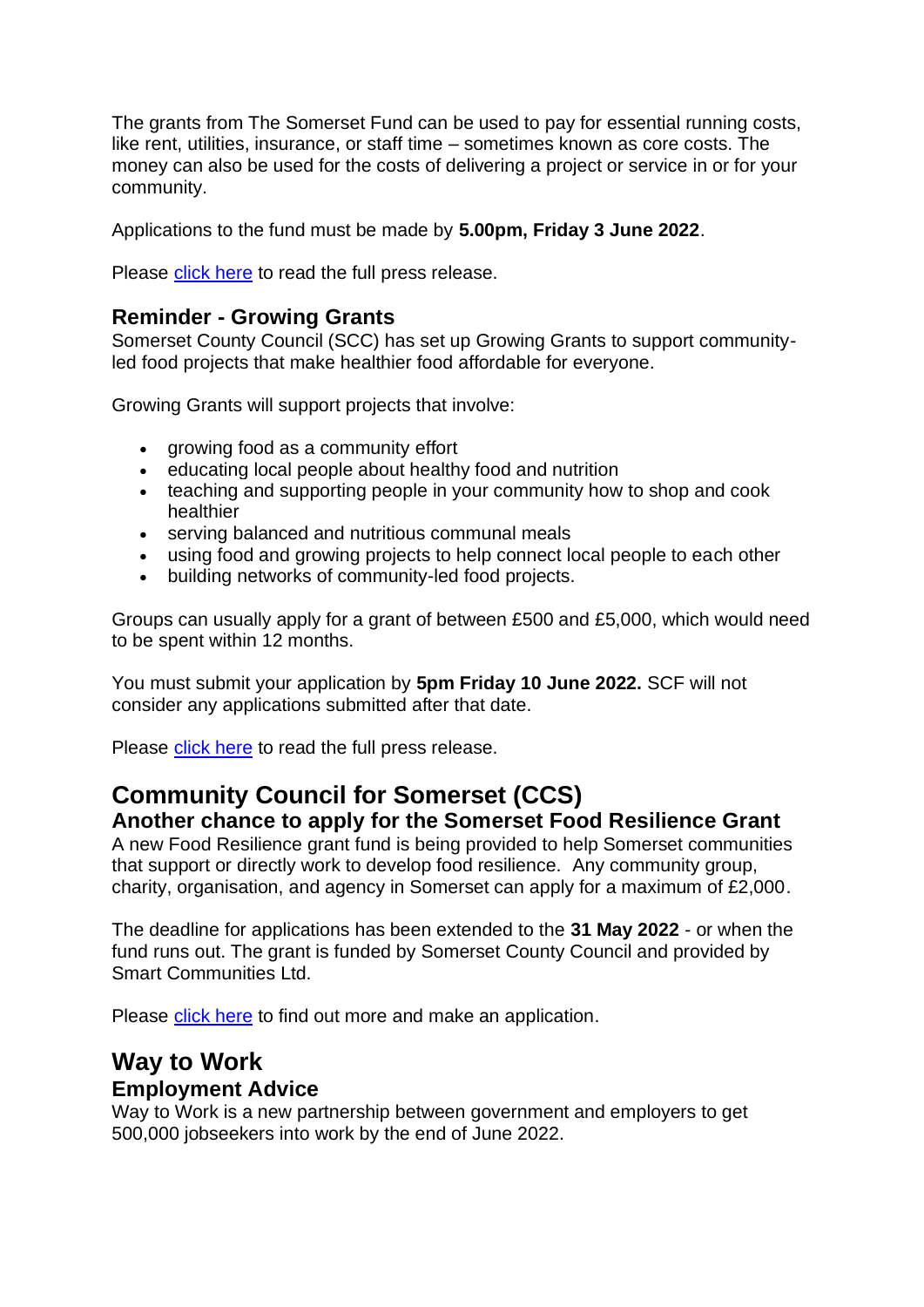The grants from The Somerset Fund can be used to pay for essential running costs, like rent, utilities, insurance, or staff time – sometimes known as core costs. The money can also be used for the costs of delivering a project or service in or for your community.

Applications to the fund must be made by **5.00pm, Friday 3 June 2022**.

Please click here to read the full press release.

### Reminder - Growing Grants

Somerset County Council (SCC) has set up Growing Grants to support community-led food projects that make healthier food affordable for everyone.

Growing Grants will support projects that involve:

- growing food as a community effort
- educating local people about healthy food and nutrition
- teaching and supporting people in your community how to shop and cook healthier
- serving balanced and nutritious communal meals
- using food and growing projects to help connect local people to each other
- building networks of community-led food projects.

Groups can usually apply for a grant of between £500 and £5,000, which would need to be spent within 12 months.

You must submit your application by **5pm Friday 10 June 2022.** SCF will not consider any applications submitted after that date.

Please click here to read the full press release.

## Community Council for Somerset (CCS)

### Another chance to apply for the Somerset Food Resilience Grant

A new Food Resilience grant fund is being provided to help Somerset communities that support or directly work to develop food resilience. Any community group, charity, organisation, and agency in Somerset can apply for a maximum of £2,000.

The deadline for applications has been extended to the **31 May 2022** - or when the fund runs out. The grant is funded by Somerset County Council and provided by Smart Communities Ltd.

Please click here to find out more and make an application.

## Way to Work

### Employment Advice

Way to Work is a new partnership between government and employers to get 500,000 jobseekers into work by the end of June 2022.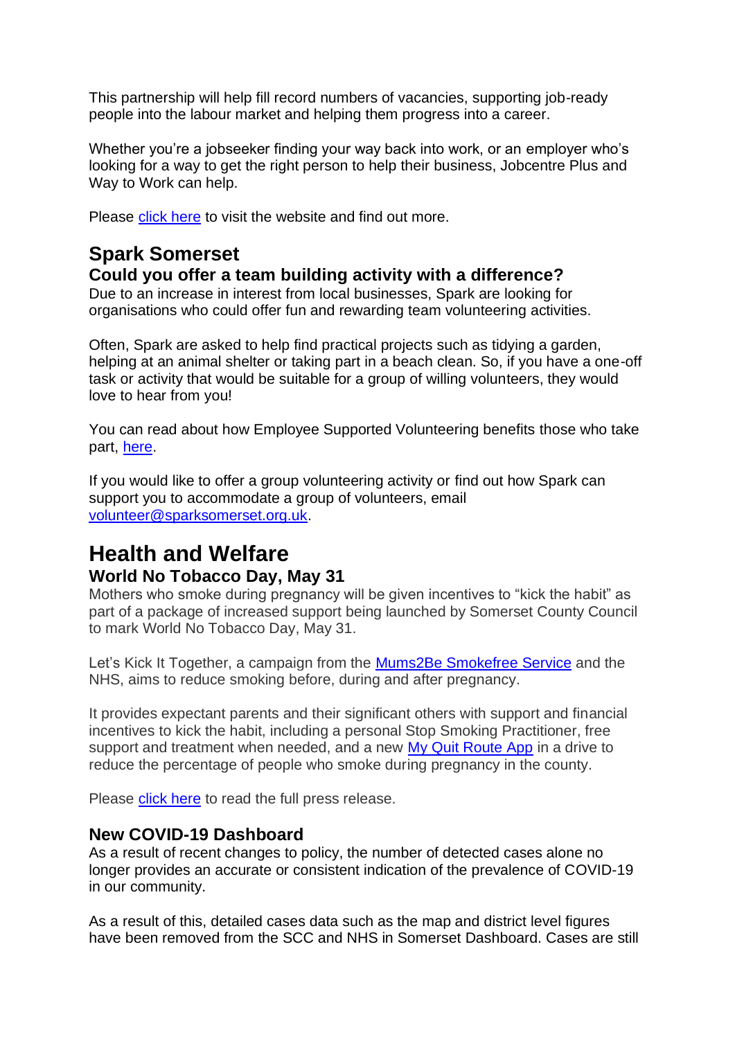This partnership will help fill record numbers of vacancies, supporting job-ready people into the labour market and helping them progress into a career.

Whether you're a jobseeker finding your way back into work, or an employer who's looking for a way to get the right person to help their business, Jobcentre Plus and Way to Work can help.

Please [click here]() to visit the website and find out more.

## Spark Somerset

### Could you offer a team building activity with a difference?

Due to an increase in interest from local businesses, Spark are looking for organisations who could offer fun and rewarding team volunteering activities.

Often, Spark are asked to help find practical projects such as tidying a garden, helping at an animal shelter or taking part in a beach clean. So, if you have a one-off task or activity that would be suitable for a group of willing volunteers, they would love to hear from you!

You can read about how Employee Supported Volunteering benefits those who take part, [here]().

If you would like to offer a group volunteering activity or find out how Spark can support you to accommodate a group of volunteers, email [volunteer@sparksomerset.org.uk](mailto:volunteer@sparksomerset.org.uk).

# Health and Welfare

### World No Tobacco Day, May 31

Mothers who smoke during pregnancy will be given incentives to "kick the habit" as part of a package of increased support being launched by Somerset County Council to mark World No Tobacco Day, May 31.

Let's Kick It Together, a campaign from the [Mums2Be Smokefree Service]() and the NHS, aims to reduce smoking before, during and after pregnancy.

It provides expectant parents and their significant others with support and financial incentives to kick the habit, including a personal Stop Smoking Practitioner, free support and treatment when needed, and a new [My Quit Route App]() in a drive to reduce the percentage of people who smoke during pregnancy in the county.

Please [click here]() to read the full press release.

### New COVID-19 Dashboard

As a result of recent changes to policy, the number of detected cases alone no longer provides an accurate or consistent indication of the prevalence of COVID-19 in our community.

As a result of this, detailed cases data such as the map and district level figures have been removed from the SCC and NHS in Somerset Dashboard. Cases are still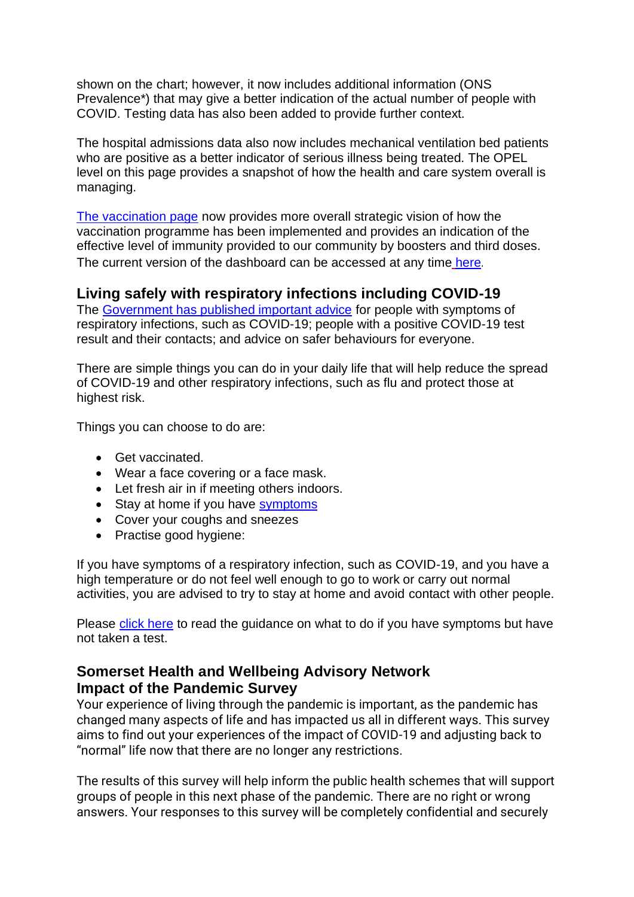shown on the chart; however, it now includes additional information (ONS Prevalence*) that may give a better indication of the actual number of people with COVID. Testing data has also been added to provide further context.

The hospital admissions data also now includes mechanical ventilation bed patients who are positive as a better indicator of serious illness being treated. The OPEL level on this page provides a snapshot of how the health and care system overall is managing.

The vaccination page now provides more overall strategic vision of how the vaccination programme has been implemented and provides an indication of the effective level of immunity provided to our community by boosters and third doses. The current version of the dashboard can be accessed at any time here.

## Living safely with respiratory infections including COVID-19

The Government has published important advice for people with symptoms of respiratory infections, such as COVID-19; people with a positive COVID-19 test result and their contacts; and advice on safer behaviours for everyone.

There are simple things you can do in your daily life that will help reduce the spread of COVID-19 and other respiratory infections, such as flu and protect those at highest risk.

Things you can choose to do are:

- Get vaccinated.
- Wear a face covering or a face mask.
- Let fresh air in if meeting others indoors.
- Stay at home if you have symptoms
- Cover your coughs and sneezes
- Practise good hygiene:

If you have symptoms of a respiratory infection, such as COVID-19, and you have a high temperature or do not feel well enough to go to work or carry out normal activities, you are advised to try to stay at home and avoid contact with other people.

Please click here to read the guidance on what to do if you have symptoms but have not taken a test.

## Somerset Health and Wellbeing Advisory Network
## Impact of the Pandemic Survey

Your experience of living through the pandemic is important, as the pandemic has changed many aspects of life and has impacted us all in different ways. This survey aims to find out your experiences of the impact of COVID-19 and adjusting back to "normal" life now that there are no longer any restrictions.

The results of this survey will help inform the public health schemes that will support groups of people in this next phase of the pandemic. There are no right or wrong answers. Your responses to this survey will be completely confidential and securely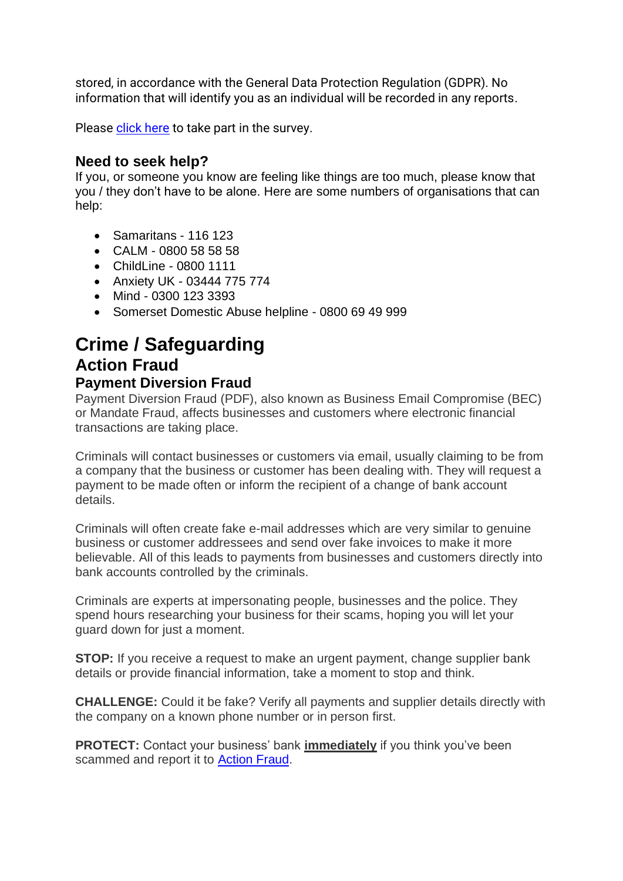stored, in accordance with the General Data Protection Regulation (GDPR). No information that will identify you as an individual will be recorded in any reports.

Please click here to take part in the survey.

### Need to seek help?

If you, or someone you know are feeling like things are too much, please know that you / they don't have to be alone. Here are some numbers of organisations that can help:

- Samaritans - 116 123
- CALM - 0800 58 58 58
- ChildLine - 0800 1111
- Anxiety UK - 03444 775 774
- Mind - 0300 123 3393
- Somerset Domestic Abuse helpline - 0800 69 49 999

# Crime / Safeguarding

## Action Fraud

### Payment Diversion Fraud

Payment Diversion Fraud (PDF), also known as Business Email Compromise (BEC) or Mandate Fraud, affects businesses and customers where electronic financial transactions are taking place.

Criminals will contact businesses or customers via email, usually claiming to be from a company that the business or customer has been dealing with. They will request a payment to be made often or inform the recipient of a change of bank account details.

Criminals will often create fake e-mail addresses which are very similar to genuine business or customer addressees and send over fake invoices to make it more believable. All of this leads to payments from businesses and customers directly into bank accounts controlled by the criminals.

Criminals are experts at impersonating people, businesses and the police. They spend hours researching your business for their scams, hoping you will let your guard down for just a moment.

**STOP:** If you receive a request to make an urgent payment, change supplier bank details or provide financial information, take a moment to stop and think.

**CHALLENGE:** Could it be fake? Verify all payments and supplier details directly with the company on a known phone number or in person first.

**PROTECT:** Contact your business' bank **immediately** if you think you've been scammed and report it to Action Fraud.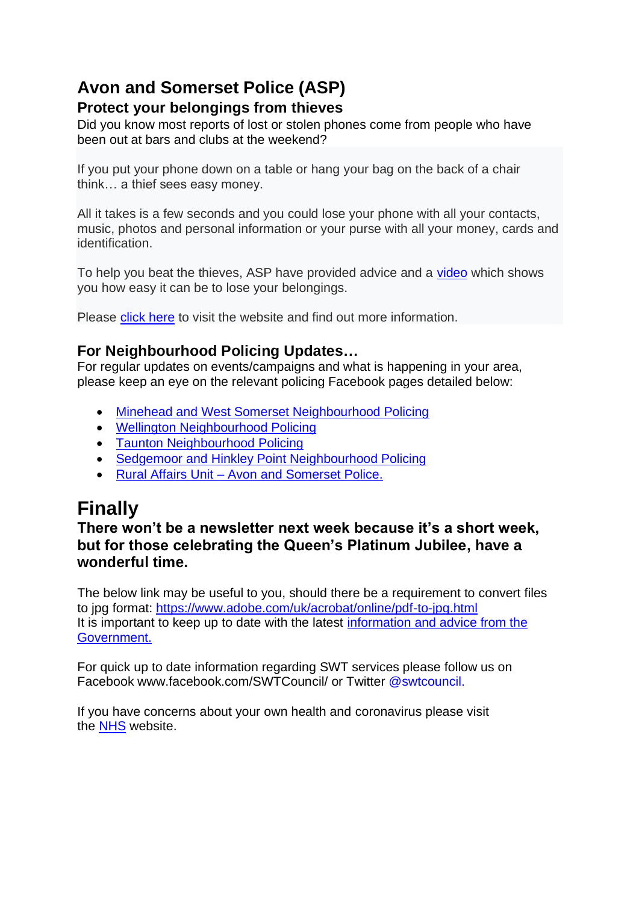## Avon and Somerset Police (ASP)

### Protect your belongings from thieves

Did you know most reports of lost or stolen phones come from people who have been out at bars and clubs at the weekend?

If you put your phone down on a table or hang your bag on the back of a chair think… a thief sees easy money.

All it takes is a few seconds and you could lose your phone with all your contacts, music, photos and personal information or your purse with all your money, cards and identification.

To help you beat the thieves, ASP have provided advice and a video which shows you how easy it can be to lose your belongings.

Please click here to visit the website and find out more information.

### For Neighbourhood Policing Updates…

For regular updates on events/campaigns and what is happening in your area, please keep an eye on the relevant policing Facebook pages detailed below:

- Minehead and West Somerset Neighbourhood Policing
- Wellington Neighbourhood Policing
- Taunton Neighbourhood Policing
- Sedgemoor and Hinkley Point Neighbourhood Policing
- Rural Affairs Unit – Avon and Somerset Police.

# Finally

### There won't be a newsletter next week because it's a short week, but for those celebrating the Queen's Platinum Jubilee, have a wonderful time.

The below link may be useful to you, should there be a requirement to convert files to jpg format: https://www.adobe.com/uk/acrobat/online/pdf-to-jpg.html
It is important to keep up to date with the latest information and advice from the Government.

For quick up to date information regarding SWT services please follow us on Facebook www.facebook.com/SWTCouncil/ or Twitter @swtcouncil.

If you have concerns about your own health and coronavirus please visit the NHS website.